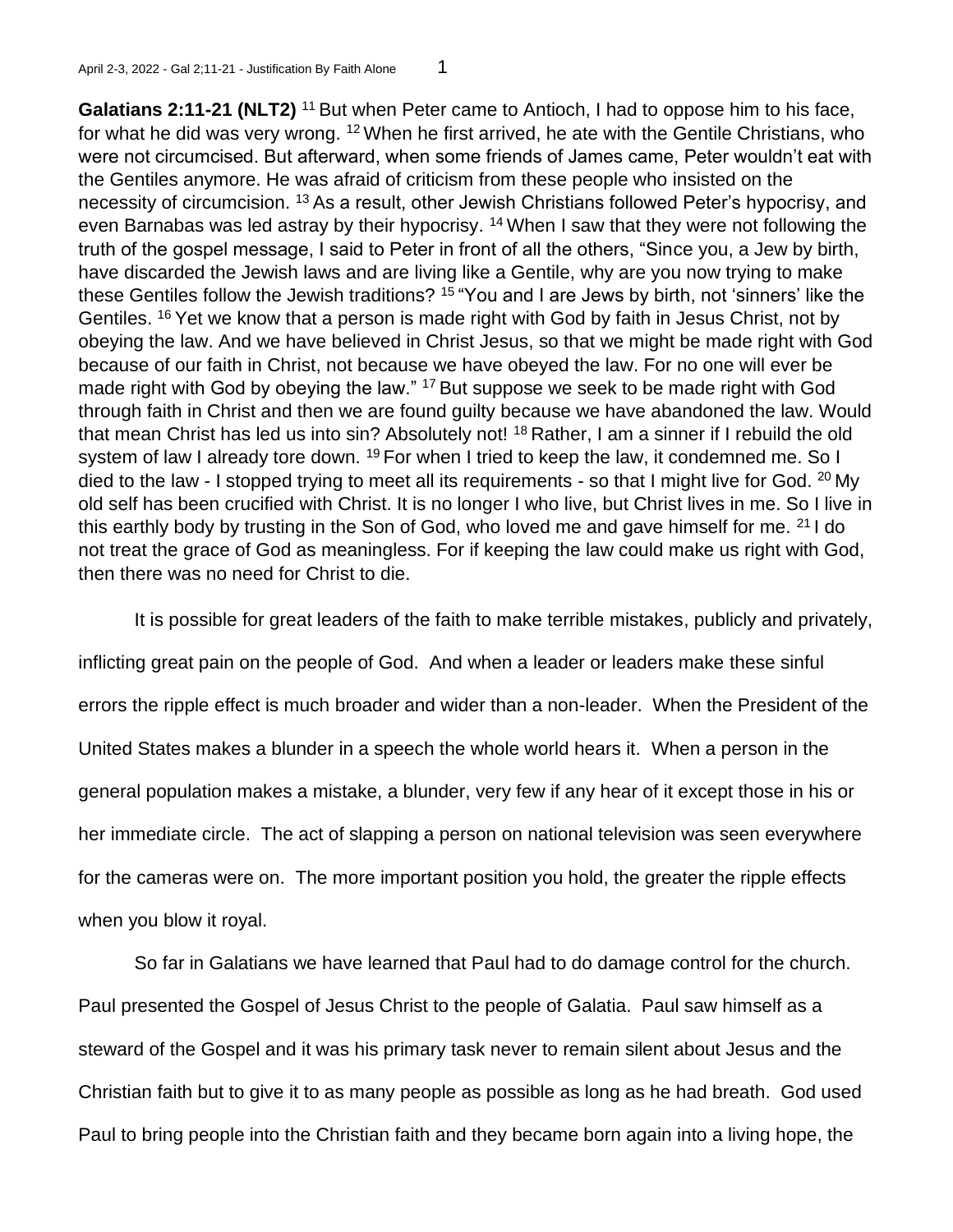**Galatians 2:11-21 (NLT2)** [11] But when Peter came to Antioch, I had to oppose him to his face, for what he did was very wrong. [12] When he first arrived, he ate with the Gentile Christians, who were not circumcised. But afterward, when some friends of James came, Peter wouldn't eat with the Gentiles anymore. He was afraid of criticism from these people who insisted on the necessity of circumcision. [13] As a result, other Jewish Christians followed Peter's hypocrisy, and even Barnabas was led astray by their hypocrisy. [14] When I saw that they were not following the truth of the gospel message, I said to Peter in front of all the others, "Since you, a Jew by birth, have discarded the Jewish laws and are living like a Gentile, why are you now trying to make these Gentiles follow the Jewish traditions? [15] "You and I are Jews by birth, not 'sinners' like the Gentiles. [16] Yet we know that a person is made right with God by faith in Jesus Christ, not by obeying the law. And we have believed in Christ Jesus, so that we might be made right with God because of our faith in Christ, not because we have obeyed the law. For no one will ever be made right with God by obeying the law." [17] But suppose we seek to be made right with God through faith in Christ and then we are found guilty because we have abandoned the law. Would that mean Christ has led us into sin? Absolutely not! [18] Rather, I am a sinner if I rebuild the old system of law I already tore down. [19] For when I tried to keep the law, it condemned me. So I died to the law - I stopped trying to meet all its requirements - so that I might live for God. [20] My old self has been crucified with Christ. It is no longer I who live, but Christ lives in me. So I live in this earthly body by trusting in the Son of God, who loved me and gave himself for me. [21] I do not treat the grace of God as meaningless. For if keeping the law could make us right with God, then there was no need for Christ to die.

It is possible for great leaders of the faith to make terrible mistakes, publicly and privately, inflicting great pain on the people of God. And when a leader or leaders make these sinful errors the ripple effect is much broader and wider than a non-leader. When the President of the United States makes a blunder in a speech the whole world hears it. When a person in the general population makes a mistake, a blunder, very few if any hear of it except those in his or her immediate circle. The act of slapping a person on national television was seen everywhere for the cameras were on. The more important position you hold, the greater the ripple effects when you blow it royal.

So far in Galatians we have learned that Paul had to do damage control for the church. Paul presented the Gospel of Jesus Christ to the people of Galatia. Paul saw himself as a steward of the Gospel and it was his primary task never to remain silent about Jesus and the Christian faith but to give it to as many people as possible as long as he had breath. God used Paul to bring people into the Christian faith and they became born again into a living hope, the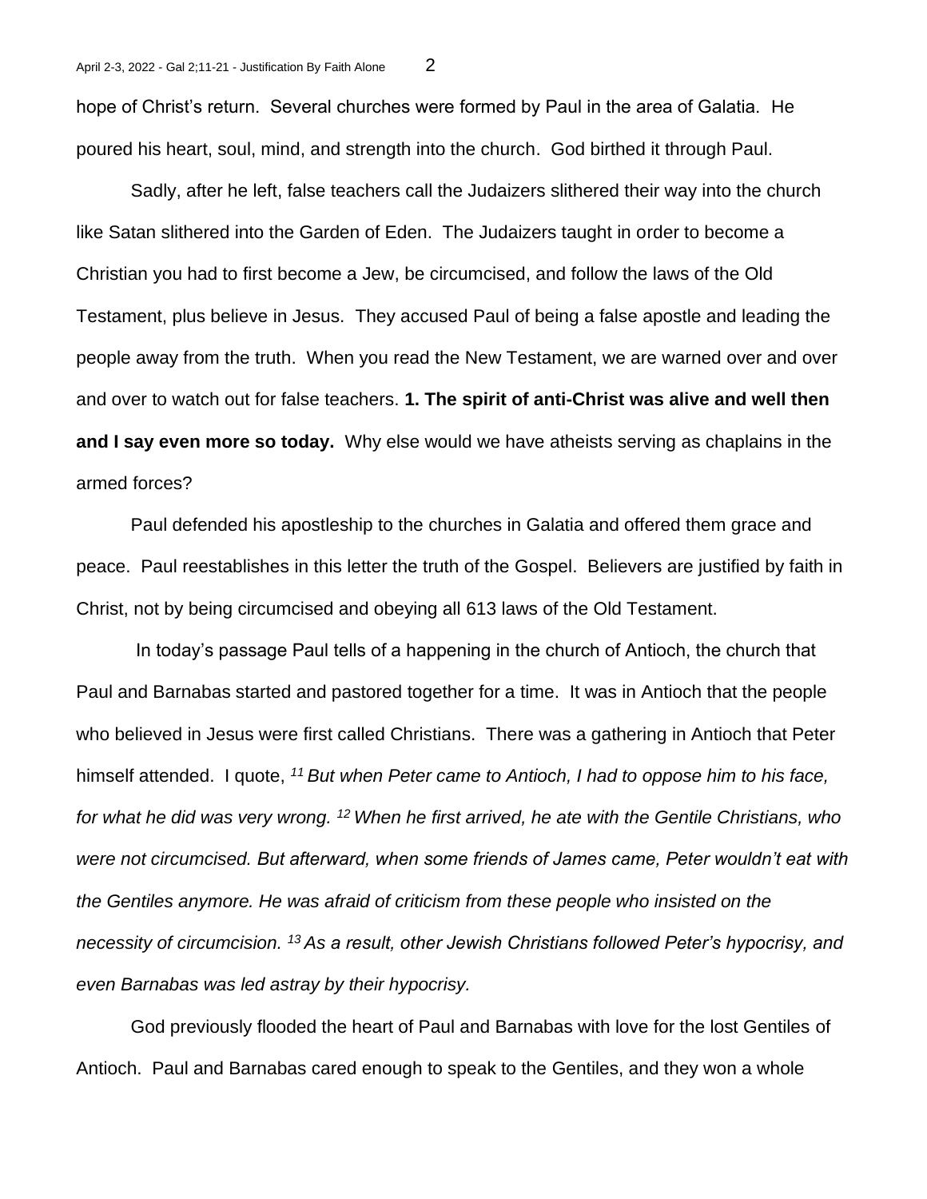hope of Christ's return. Several churches were formed by Paul in the area of Galatia. He poured his heart, soul, mind, and strength into the church. God birthed it through Paul.

Sadly, after he left, false teachers call the Judaizers slithered their way into the church like Satan slithered into the Garden of Eden. The Judaizers taught in order to become a Christian you had to first become a Jew, be circumcised, and follow the laws of the Old Testament, plus believe in Jesus. They accused Paul of being a false apostle and leading the people away from the truth. When you read the New Testament, we are warned over and over and over to watch out for false teachers. **1. The spirit of anti-Christ was alive and well then and I say even more so today.** Why else would we have atheists serving as chaplains in the armed forces?

Paul defended his apostleship to the churches in Galatia and offered them grace and peace. Paul reestablishes in this letter the truth of the Gospel. Believers are justified by faith in Christ, not by being circumcised and obeying all 613 laws of the Old Testament.

In today's passage Paul tells of a happening in the church of Antioch, the church that Paul and Barnabas started and pastored together for a time. It was in Antioch that the people who believed in Jesus were first called Christians. There was a gathering in Antioch that Peter himself attended. I quote, *[11] But when Peter came to Antioch, I had to oppose him to his face, for what he did was very wrong. [12] When he first arrived, he ate with the Gentile Christians, who were not circumcised. But afterward, when some friends of James came, Peter wouldn't eat with the Gentiles anymore. He was afraid of criticism from these people who insisted on the necessity of circumcision. [13] As a result, other Jewish Christians followed Peter's hypocrisy, and even Barnabas was led astray by their hypocrisy.*

God previously flooded the heart of Paul and Barnabas with love for the lost Gentiles of Antioch. Paul and Barnabas cared enough to speak to the Gentiles, and they won a whole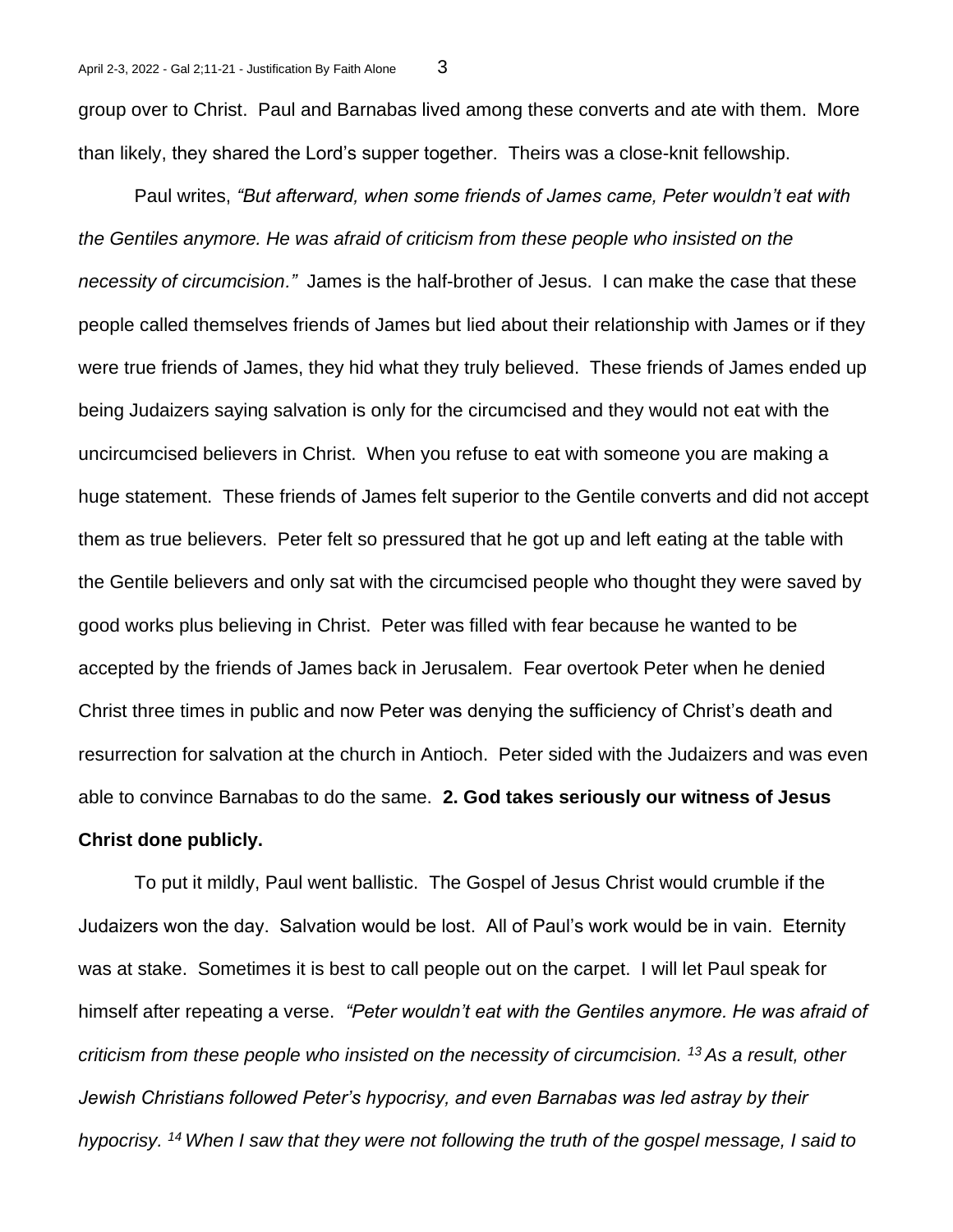group over to Christ. Paul and Barnabas lived among these converts and ate with them. More than likely, they shared the Lord's supper together. Theirs was a close-knit fellowship.

Paul writes, *"But afterward, when some friends of James came, Peter wouldn't eat with the Gentiles anymore. He was afraid of criticism from these people who insisted on the necessity of circumcision."* James is the half-brother of Jesus. I can make the case that these people called themselves friends of James but lied about their relationship with James or if they were true friends of James, they hid what they truly believed. These friends of James ended up being Judaizers saying salvation is only for the circumcised and they would not eat with the uncircumcised believers in Christ. When you refuse to eat with someone you are making a huge statement. These friends of James felt superior to the Gentile converts and did not accept them as true believers. Peter felt so pressured that he got up and left eating at the table with the Gentile believers and only sat with the circumcised people who thought they were saved by good works plus believing in Christ. Peter was filled with fear because he wanted to be accepted by the friends of James back in Jerusalem. Fear overtook Peter when he denied Christ three times in public and now Peter was denying the sufficiency of Christ's death and resurrection for salvation at the church in Antioch. Peter sided with the Judaizers and was even able to convince Barnabas to do the same. **2. God takes seriously our witness of Jesus Christ done publicly.**

To put it mildly, Paul went ballistic. The Gospel of Jesus Christ would crumble if the Judaizers won the day. Salvation would be lost. All of Paul's work would be in vain. Eternity was at stake. Sometimes it is best to call people out on the carpet. I will let Paul speak for himself after repeating a verse. *"Peter wouldn't eat with the Gentiles anymore. He was afraid of criticism from these people who insisted on the necessity of circumcision. 13 As a result, other Jewish Christians followed Peter's hypocrisy, and even Barnabas was led astray by their hypocrisy. 14 When I saw that they were not following the truth of the gospel message, I said to*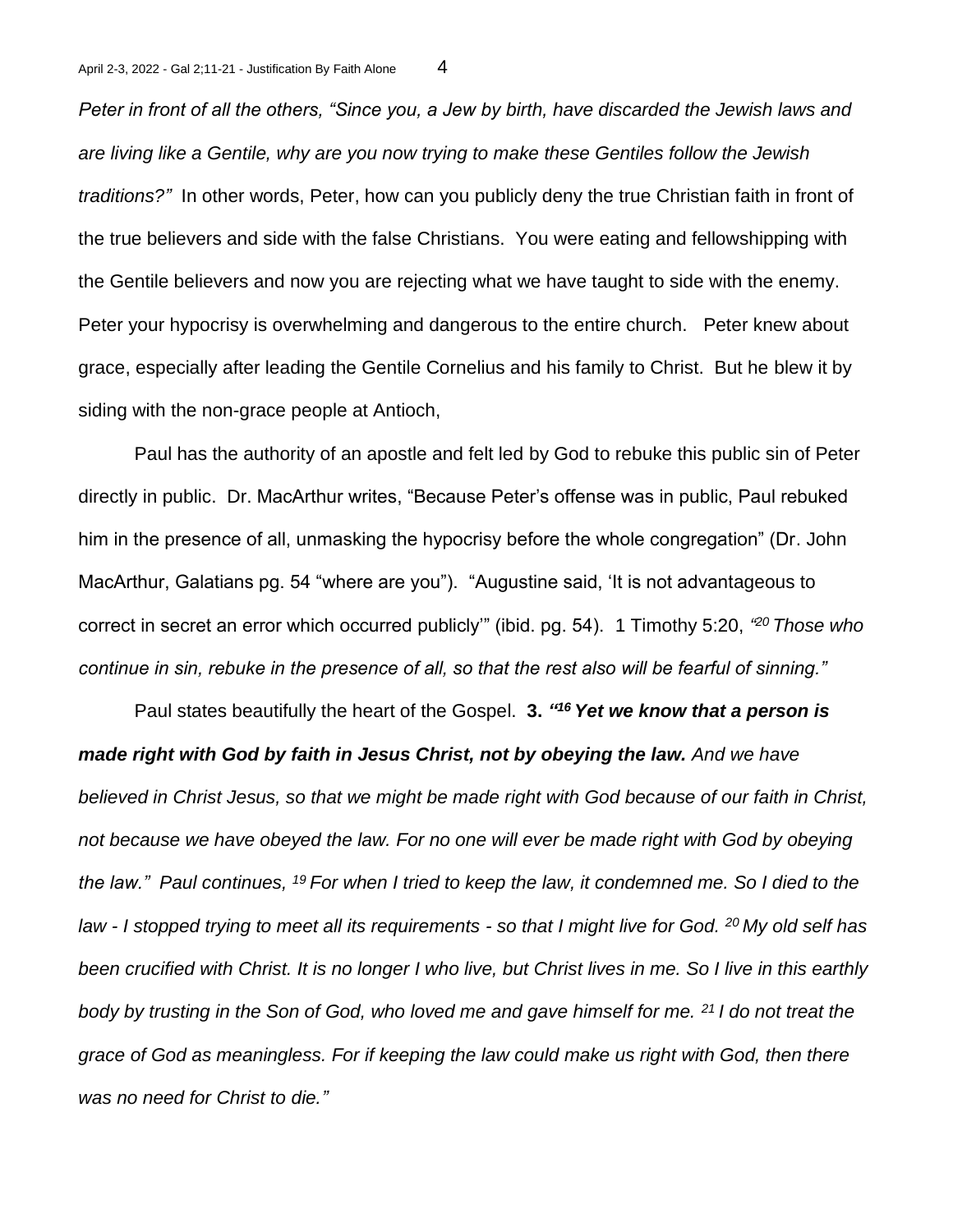*Peter in front of all the others, "Since you, a Jew by birth, have discarded the Jewish laws and are living like a Gentile, why are you now trying to make these Gentiles follow the Jewish traditions?"* In other words, Peter, how can you publicly deny the true Christian faith in front of the true believers and side with the false Christians. You were eating and fellowshipping with the Gentile believers and now you are rejecting what we have taught to side with the enemy. Peter your hypocrisy is overwhelming and dangerous to the entire church. Peter knew about grace, especially after leading the Gentile Cornelius and his family to Christ. But he blew it by siding with the non-grace people at Antioch,

Paul has the authority of an apostle and felt led by God to rebuke this public sin of Peter directly in public. Dr. MacArthur writes, "Because Peter's offense was in public, Paul rebuked him in the presence of all, unmasking the hypocrisy before the whole congregation" (Dr. John MacArthur, Galatians pg. 54 "where are you"). "Augustine said, 'It is not advantageous to correct in secret an error which occurred publicly'" (ibid. pg. 54). 1 Timothy 5:20, *"[20] Those who continue in sin, rebuke in the presence of all, so that the rest also will be fearful of sinning."*

Paul states beautifully the heart of the Gospel. **3.** ***"[16] Yet we know that a person is made right with God by faith in Jesus Christ, not by obeying the law.*** *And we have believed in Christ Jesus, so that we might be made right with God because of our faith in Christ, not because we have obeyed the law. For no one will ever be made right with God by obeying the law." Paul continues, [19] For when I tried to keep the law, it condemned me. So I died to the law - I stopped trying to meet all its requirements - so that I might live for God. [20] My old self has been crucified with Christ. It is no longer I who live, but Christ lives in me. So I live in this earthly body by trusting in the Son of God, who loved me and gave himself for me. [21] I do not treat the grace of God as meaningless. For if keeping the law could make us right with God, then there was no need for Christ to die."*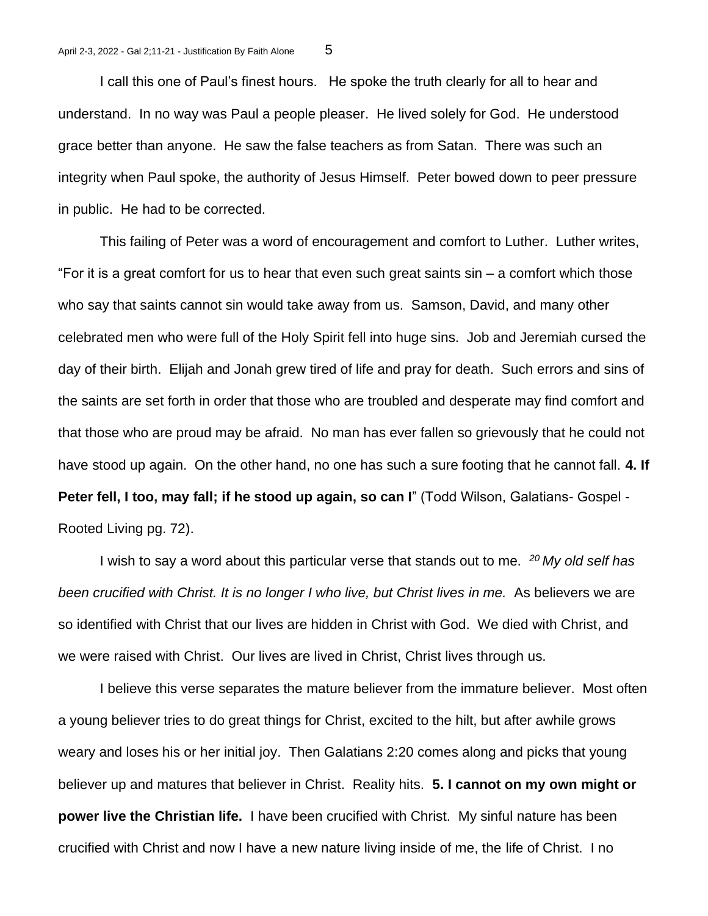I call this one of Paul's finest hours. He spoke the truth clearly for all to hear and understand. In no way was Paul a people pleaser. He lived solely for God. He understood grace better than anyone. He saw the false teachers as from Satan. There was such an integrity when Paul spoke, the authority of Jesus Himself. Peter bowed down to peer pressure in public. He had to be corrected.

This failing of Peter was a word of encouragement and comfort to Luther. Luther writes, "For it is a great comfort for us to hear that even such great saints sin – a comfort which those who say that saints cannot sin would take away from us. Samson, David, and many other celebrated men who were full of the Holy Spirit fell into huge sins. Job and Jeremiah cursed the day of their birth. Elijah and Jonah grew tired of life and pray for death. Such errors and sins of the saints are set forth in order that those who are troubled and desperate may find comfort and that those who are proud may be afraid. No man has ever fallen so grievously that he could not have stood up again. On the other hand, no one has such a sure footing that he cannot fall. **4. If Peter fell, I too, may fall; if he stood up again, so can I**" (Todd Wilson, Galatians- Gospel - Rooted Living pg. 72).

I wish to say a word about this particular verse that stands out to me. *[20] My old self has been crucified with Christ. It is no longer I who live, but Christ lives in me.* As believers we are so identified with Christ that our lives are hidden in Christ with God. We died with Christ, and we were raised with Christ. Our lives are lived in Christ, Christ lives through us.

I believe this verse separates the mature believer from the immature believer. Most often a young believer tries to do great things for Christ, excited to the hilt, but after awhile grows weary and loses his or her initial joy. Then Galatians 2:20 comes along and picks that young believer up and matures that believer in Christ. Reality hits. **5. I cannot on my own might or power live the Christian life.** I have been crucified with Christ. My sinful nature has been crucified with Christ and now I have a new nature living inside of me, the life of Christ. I no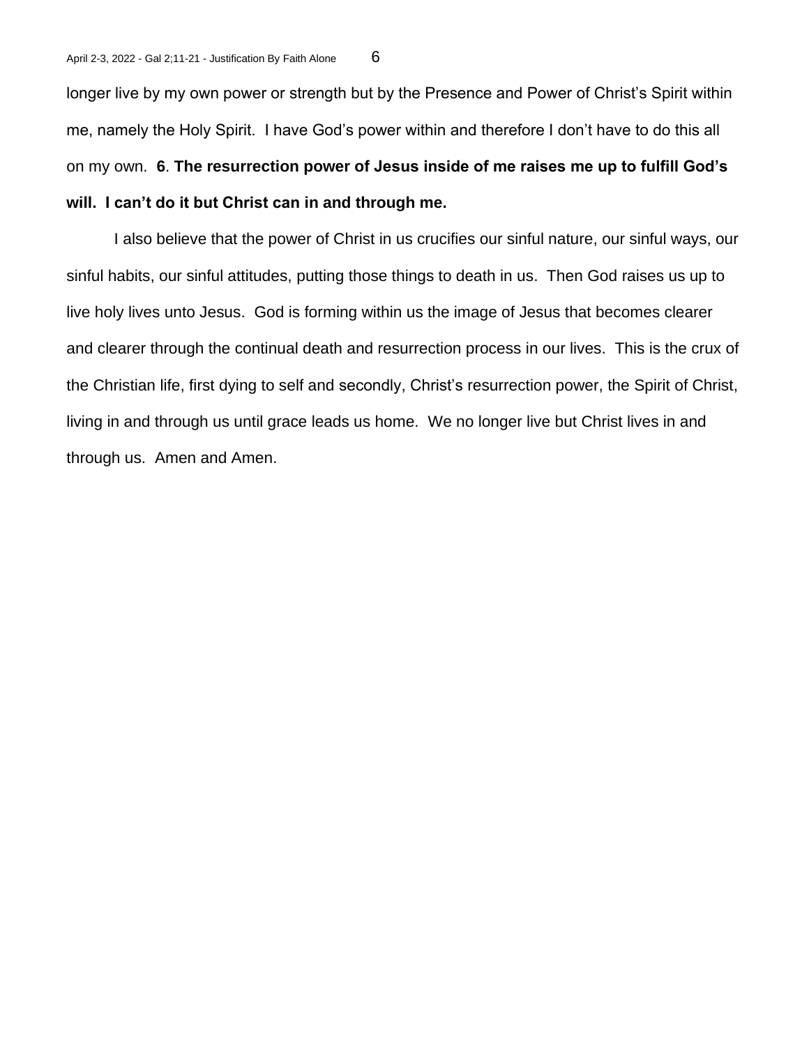longer live by my own power or strength but by the Presence and Power of Christ's Spirit within me, namely the Holy Spirit. I have God's power within and therefore I don't have to do this all on my own. **6**. **The resurrection power of Jesus inside of me raises me up to fulfill God's will. I can't do it but Christ can in and through me.**

I also believe that the power of Christ in us crucifies our sinful nature, our sinful ways, our sinful habits, our sinful attitudes, putting those things to death in us. Then God raises us up to live holy lives unto Jesus. God is forming within us the image of Jesus that becomes clearer and clearer through the continual death and resurrection process in our lives. This is the crux of the Christian life, first dying to self and secondly, Christ's resurrection power, the Spirit of Christ, living in and through us until grace leads us home. We no longer live but Christ lives in and through us. Amen and Amen.